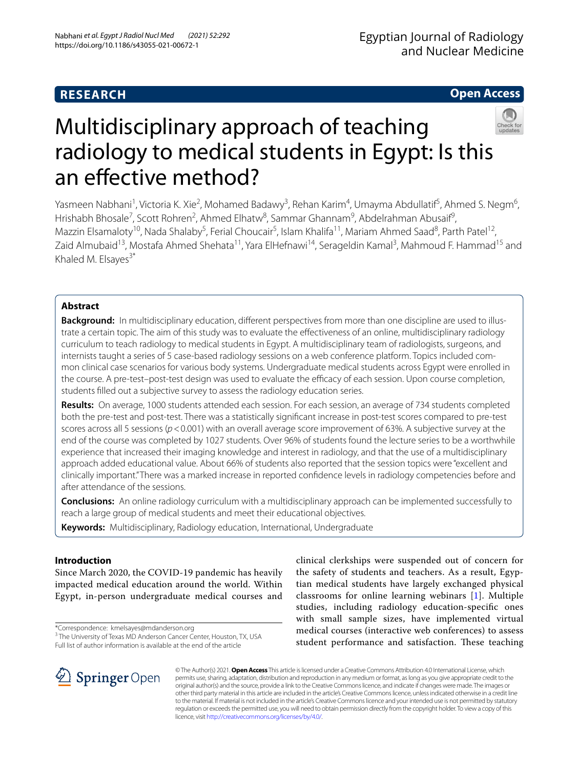**RESEARCH** **Open Access**

# Multidisciplinary approach of teaching radiology to medical students in Egypt: Is this an effective method?

Yasmeen Nabhani[1], Victoria K. Xie[2], Mohamed Badawy[3], Rehan Karim[4], Umayma Abdullatif[5], Ahmed S. Negm[6], Hrishabh Bhosale[7], Scott Rohren[2], Ahmed Elhatw[8], Sammar Ghannam[9], Abdelrahman Abusaif[9], Mazzin Elsamaloty[10], Nada Shalaby[5], Ferial Choucair[5], Islam Khalifa[11], Mariam Ahmed Saad[8], Parth Patel[12], Zaid Almubaid[13], Mostafa Ahmed Shehata[11], Yara ElHefnawi[14], Serageldin Kamal[3], Mahmoud F. Hammad[15] and Khaled M. Elsayes[3*]

## Abstract

**Background:** In multidisciplinary education, different perspectives from more than one discipline are used to illustrate a certain topic. The aim of this study was to evaluate the effectiveness of an online, multidisciplinary radiology curriculum to teach radiology to medical students in Egypt. A multidisciplinary team of radiologists, surgeons, and internists taught a series of 5 case-based radiology sessions on a web conference platform. Topics included common clinical case scenarios for various body systems. Undergraduate medical students across Egypt were enrolled in the course. A pre-test–post-test design was used to evaluate the efficacy of each session. Upon course completion, students filled out a subjective survey to assess the radiology education series.

**Results:** On average, 1000 students attended each session. For each session, an average of 734 students completed both the pre-test and post-test. There was a statistically significant increase in post-test scores compared to pre-test scores across all 5 sessions ($p < 0.001$) with an overall average score improvement of 63%. A subjective survey at the end of the course was completed by 1027 students. Over 96% of students found the lecture series to be a worthwhile experience that increased their imaging knowledge and interest in radiology, and that the use of a multidisciplinary approach added educational value. About 66% of students also reported that the session topics were "excellent and clinically important." There was a marked increase in reported confidence levels in radiology competencies before and after attendance of the sessions.

**Conclusions:** An online radiology curriculum with a multidisciplinary approach can be implemented successfully to reach a large group of medical students and meet their educational objectives.

**Keywords:** Multidisciplinary, Radiology education, International, Undergraduate

## Introduction

Since March 2020, the COVID-19 pandemic has heavily impacted medical education around the world. Within Egypt, in-person undergraduate medical courses and clinical clerkships were suspended out of concern for the safety of students and teachers. As a result, Egyptian medical students have largely exchanged physical classrooms for online learning webinars [1]. Multiple studies, including radiology education-specific ones with small sample sizes, have implemented virtual medical courses (interactive web conferences) to assess student performance and satisfaction. These teaching

*Correspondence: kmelsayes@mdanderson.org
[3] The University of Texas MD Anderson Cancer Center, Houston, TX, USA
Full list of author information is available at the end of the article

© The Author(s) 2021. **Open Access** This article is licensed under a Creative Commons Attribution 4.0 International License, which permits use, sharing, adaptation, distribution and reproduction in any medium or format, as long as you give appropriate credit to the original author(s) and the source, provide a link to the Creative Commons licence, and indicate if changes were made. The images or other third party material in this article are included in the article's Creative Commons licence, unless indicated otherwise in a credit line to the material. If material is not included in the article's Creative Commons licence and your intended use is not permitted by statutory regulation or exceeds the permitted use, you will need to obtain permission directly from the copyright holder. To view a copy of this licence, visit http://creativecommons.org/licenses/by/4.0/.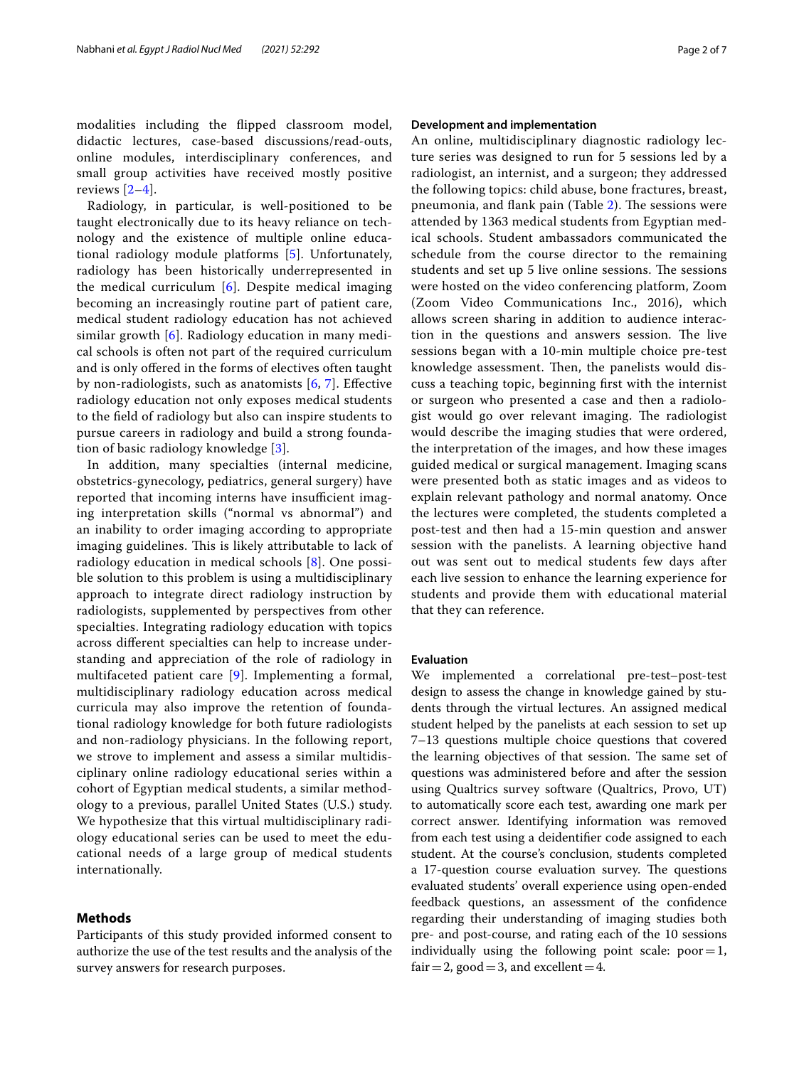modalities including the flipped classroom model, didactic lectures, case-based discussions/read-outs, online modules, interdisciplinary conferences, and small group activities have received mostly positive reviews [2–4].

Radiology, in particular, is well-positioned to be taught electronically due to its heavy reliance on technology and the existence of multiple online educational radiology module platforms [5]. Unfortunately, radiology has been historically underrepresented in the medical curriculum [6]. Despite medical imaging becoming an increasingly routine part of patient care, medical student radiology education has not achieved similar growth [6]. Radiology education in many medical schools is often not part of the required curriculum and is only offered in the forms of electives often taught by non-radiologists, such as anatomists [6, 7]. Effective radiology education not only exposes medical students to the field of radiology but also can inspire students to pursue careers in radiology and build a strong foundation of basic radiology knowledge [3].

In addition, many specialties (internal medicine, obstetrics-gynecology, pediatrics, general surgery) have reported that incoming interns have insufficient imaging interpretation skills ("normal vs abnormal") and an inability to order imaging according to appropriate imaging guidelines. This is likely attributable to lack of radiology education in medical schools [8]. One possible solution to this problem is using a multidisciplinary approach to integrate direct radiology instruction by radiologists, supplemented by perspectives from other specialties. Integrating radiology education with topics across different specialties can help to increase understanding and appreciation of the role of radiology in multifaceted patient care [9]. Implementing a formal, multidisciplinary radiology education across medical curricula may also improve the retention of foundational radiology knowledge for both future radiologists and non-radiology physicians. In the following report, we strove to implement and assess a similar multidisciplinary online radiology educational series within a cohort of Egyptian medical students, a similar methodology to a previous, parallel United States (U.S.) study. We hypothesize that this virtual multidisciplinary radiology educational series can be used to meet the educational needs of a large group of medical students internationally.

## Methods

Participants of this study provided informed consent to authorize the use of the test results and the analysis of the survey answers for research purposes.

### Development and implementation

An online, multidisciplinary diagnostic radiology lecture series was designed to run for 5 sessions led by a radiologist, an internist, and a surgeon; they addressed the following topics: child abuse, bone fractures, breast, pneumonia, and flank pain (Table 2). The sessions were attended by 1363 medical students from Egyptian medical schools. Student ambassadors communicated the schedule from the course director to the remaining students and set up 5 live online sessions. The sessions were hosted on the video conferencing platform, Zoom (Zoom Video Communications Inc., 2016), which allows screen sharing in addition to audience interaction in the questions and answers session. The live sessions began with a 10-min multiple choice pre-test knowledge assessment. Then, the panelists would discuss a teaching topic, beginning first with the internist or surgeon who presented a case and then a radiologist would go over relevant imaging. The radiologist would describe the imaging studies that were ordered, the interpretation of the images, and how these images guided medical or surgical management. Imaging scans were presented both as static images and as videos to explain relevant pathology and normal anatomy. Once the lectures were completed, the students completed a post-test and then had a 15-min question and answer session with the panelists. A learning objective hand out was sent out to medical students few days after each live session to enhance the learning experience for students and provide them with educational material that they can reference.

### Evaluation

We implemented a correlational pre-test–post-test design to assess the change in knowledge gained by students through the virtual lectures. An assigned medical student helped by the panelists at each session to set up 7–13 questions multiple choice questions that covered the learning objectives of that session. The same set of questions was administered before and after the session using Qualtrics survey software (Qualtrics, Provo, UT) to automatically score each test, awarding one mark per correct answer. Identifying information was removed from each test using a deidentifier code assigned to each student. At the course's conclusion, students completed a 17-question course evaluation survey. The questions evaluated students' overall experience using open-ended feedback questions, an assessment of the confidence regarding their understanding of imaging studies both pre- and post-course, and rating each of the 10 sessions individually using the following point scale: poor = 1, fair = 2, good = 3, and excellent = 4.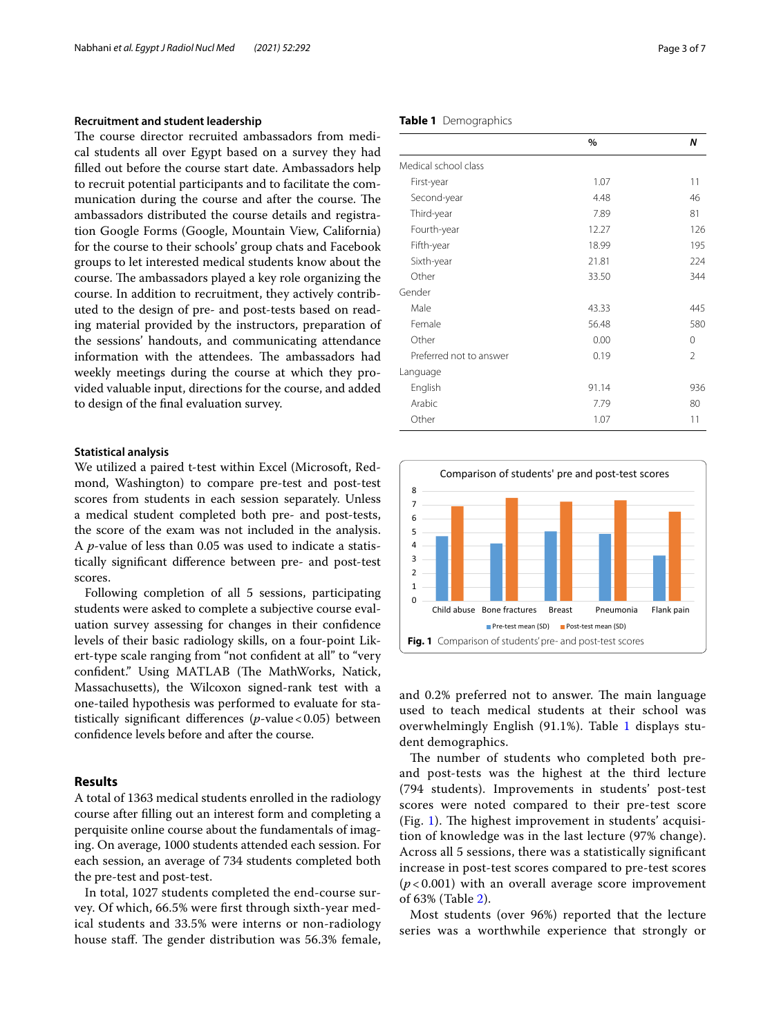### Recruitment and student leadership

The course director recruited ambassadors from medical students all over Egypt based on a survey they had filled out before the course start date. Ambassadors help to recruit potential participants and to facilitate the communication during the course and after the course. The ambassadors distributed the course details and registration Google Forms (Google, Mountain View, California) for the course to their schools' group chats and Facebook groups to let interested medical students know about the course. The ambassadors played a key role organizing the course. In addition to recruitment, they actively contributed to the design of pre- and post-tests based on reading material provided by the instructors, preparation of the sessions' handouts, and communicating attendance information with the attendees. The ambassadors had weekly meetings during the course at which they provided valuable input, directions for the course, and added to design of the final evaluation survey.

### Statistical analysis

We utilized a paired t-test within Excel (Microsoft, Redmond, Washington) to compare pre-test and post-test scores from students in each session separately. Unless a medical student completed both pre- and post-tests, the score of the exam was not included in the analysis. A $p$-value of less than 0.05 was used to indicate a statistically significant difference between pre- and post-test scores.

Following completion of all 5 sessions, participating students were asked to complete a subjective course evaluation survey assessing for changes in their confidence levels of their basic radiology skills, on a four-point Likert-type scale ranging from "not confident at all" to "very confident." Using MATLAB (The MathWorks, Natick, Massachusetts), the Wilcoxon signed-rank test with a one-tailed hypothesis was performed to evaluate for statistically significant differences ($p$-value < 0.05) between confidence levels before and after the course.

## Results

A total of 1363 medical students enrolled in the radiology course after filling out an interest form and completing a perquisite online course about the fundamentals of imaging. On average, 1000 students attended each session. For each session, an average of 734 students completed both the pre-test and post-test.

In total, 1027 students completed the end-course survey. Of which, 66.5% were first through sixth-year medical students and 33.5% were interns or non-radiology house staff. The gender distribution was 56.3% female, and 0.2% preferred not to answer. The main language used to teach medical students at their school was overwhelmingly English (91.1%). Table 1 displays student demographics.

**Table 1** Demographics

| | % | *N* |
|---|---|---|
| Medical school class | | |
| First-year | 1.07 | 11 |
| Second-year | 4.48 | 46 |
| Third-year | 7.89 | 81 |
| Fourth-year | 12.27 | 126 |
| Fifth-year | 18.99 | 195 |
| Sixth-year | 21.81 | 224 |
| Other | 33.50 | 344 |
| Gender | | |
| Male | 43.33 | 445 |
| Female | 56.48 | 580 |
| Other | 0.00 | 0 |
| Preferred not to answer | 0.19 | 2 |
| Language | | |
| English | 91.14 | 936 |
| Arabic | 7.79 | 80 |
| Other | 1.07 | 11 |

**Fig. 1** Comparison of students' pre- and post-test scores

The number of students who completed both pre- and post-tests was the highest at the third lecture (794 students). Improvements in students' post-test scores were noted compared to their pre-test score (Fig. 1). The highest improvement in students' acquisition of knowledge was in the last lecture (97% change). Across all 5 sessions, there was a statistically significant increase in post-test scores compared to pre-test scores ($p < 0.001$) with an overall average score improvement of 63% (Table 2).

Most students (over 96%) reported that the lecture series was a worthwhile experience that strongly or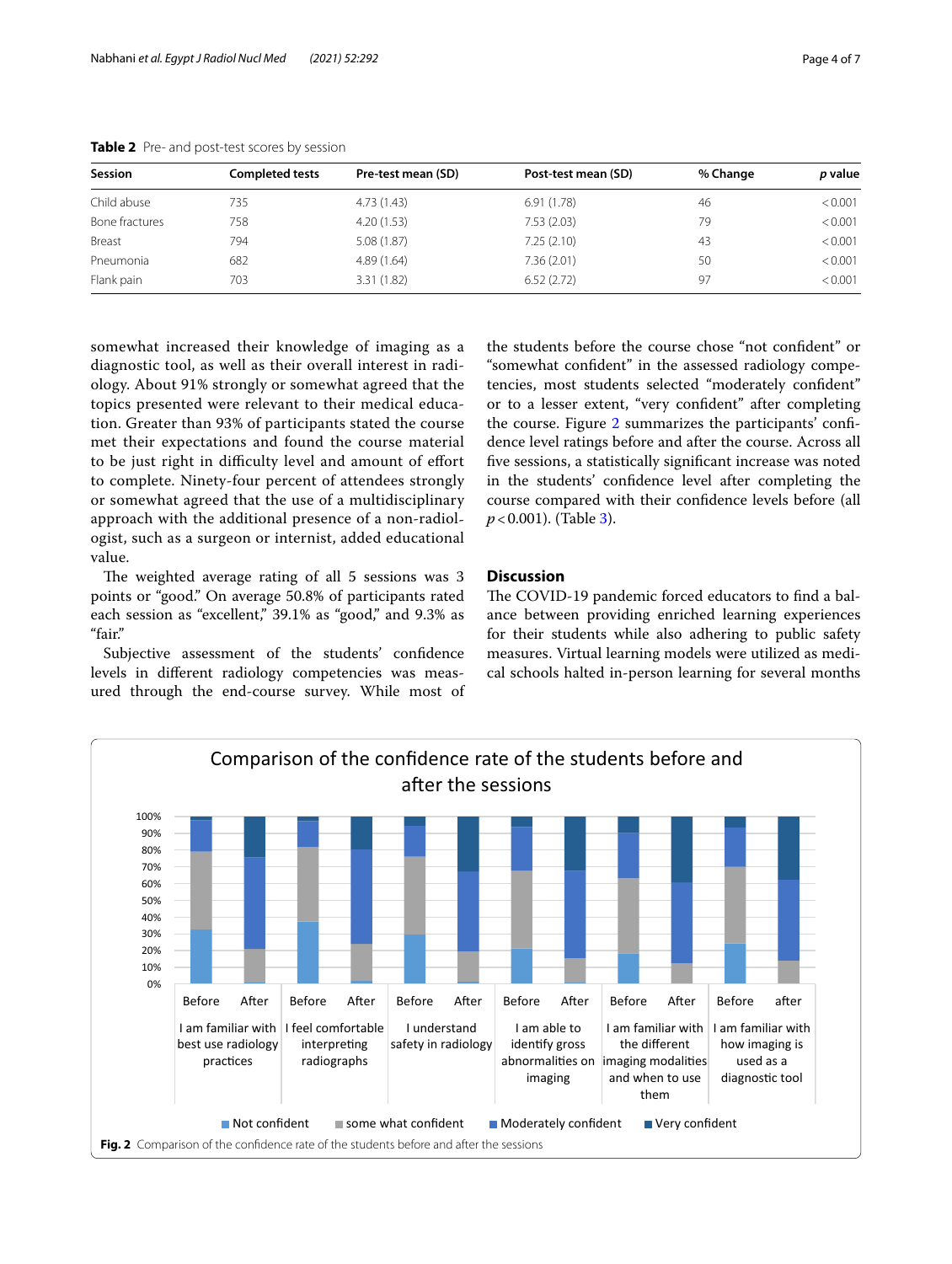**Table 2** Pre- and post-test scores by session

| Session | Completed tests | Pre-test mean (SD) | Post-test mean (SD) | % Change | *p* value |
|---|---|---|---|---|---|
| Child abuse | 735 | 4.73 (1.43) | 6.91 (1.78) | 46 | < 0.001 |
| Bone fractures | 758 | 4.20 (1.53) | 7.53 (2.03) | 79 | < 0.001 |
| Breast | 794 | 5.08 (1.87) | 7.25 (2.10) | 43 | < 0.001 |
| Pneumonia | 682 | 4.89 (1.64) | 7.36 (2.01) | 50 | < 0.001 |
| Flank pain | 703 | 3.31 (1.82) | 6.52 (2.72) | 97 | < 0.001 |

somewhat increased their knowledge of imaging as a diagnostic tool, as well as their overall interest in radiology. About 91% strongly or somewhat agreed that the topics presented were relevant to their medical education. Greater than 93% of participants stated the course met their expectations and found the course material to be just right in difficulty level and amount of effort to complete. Ninety-four percent of attendees strongly or somewhat agreed that the use of a multidisciplinary approach with the additional presence of a non-radiologist, such as a surgeon or internist, added educational value.

The weighted average rating of all 5 sessions was 3 points or "good." On average 50.8% of participants rated each session as "excellent," 39.1% as "good," and 9.3% as "fair."

Subjective assessment of the students' confidence levels in different radiology competencies was measured through the end-course survey. While most of the students before the course chose "not confident" or "somewhat confident" in the assessed radiology competencies, most students selected "moderately confident" or to a lesser extent, "very confident" after completing the course. Figure 2 summarizes the participants' confidence level ratings before and after the course. Across all five sessions, a statistically significant increase was noted in the students' confidence level after completing the course compared with their confidence levels before (all $p < 0.001$). (Table 3).

## Discussion

The COVID-19 pandemic forced educators to find a balance between providing enriched learning experiences for their students while also adhering to public safety measures. Virtual learning models were utilized as medical schools halted in-person learning for several months

**Fig. 2** Comparison of the confidence rate of the students before and after the sessions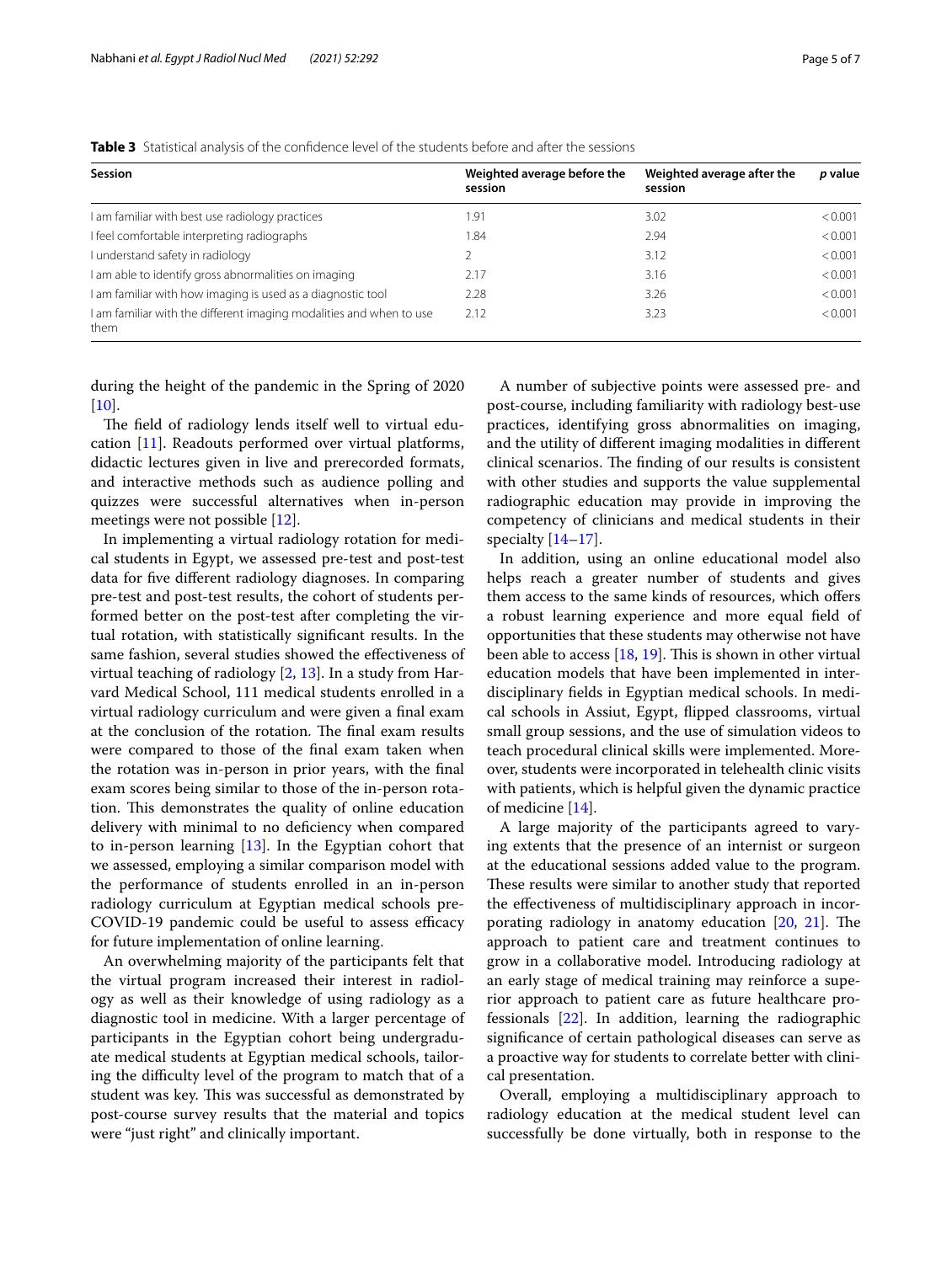**Table 3** Statistical analysis of the confidence level of the students before and after the sessions

| Session | Weighted average before the session | Weighted average after the session | *p* value |
|---|---|---|---|
| I am familiar with best use radiology practices | 1.91 | 3.02 | < 0.001 |
| I feel comfortable interpreting radiographs | 1.84 | 2.94 | < 0.001 |
| I understand safety in radiology | 2 | 3.12 | < 0.001 |
| I am able to identify gross abnormalities on imaging | 2.17 | 3.16 | < 0.001 |
| I am familiar with how imaging is used as a diagnostic tool | 2.28 | 3.26 | < 0.001 |
| I am familiar with the different imaging modalities and when to use them | 2.12 | 3.23 | < 0.001 |

during the height of the pandemic in the Spring of 2020 [10].

The field of radiology lends itself well to virtual education [11]. Readouts performed over virtual platforms, didactic lectures given in live and prerecorded formats, and interactive methods such as audience polling and quizzes were successful alternatives when in-person meetings were not possible [12].

In implementing a virtual radiology rotation for medical students in Egypt, we assessed pre-test and post-test data for five different radiology diagnoses. In comparing pre-test and post-test results, the cohort of students performed better on the post-test after completing the virtual rotation, with statistically significant results. In the same fashion, several studies showed the effectiveness of virtual teaching of radiology [2, 13]. In a study from Harvard Medical School, 111 medical students enrolled in a virtual radiology curriculum and were given a final exam at the conclusion of the rotation. The final exam results were compared to those of the final exam taken when the rotation was in-person in prior years, with the final exam scores being similar to those of the in-person rotation. This demonstrates the quality of online education delivery with minimal to no deficiency when compared to in-person learning [13]. In the Egyptian cohort that we assessed, employing a similar comparison model with the performance of students enrolled in an in-person radiology curriculum at Egyptian medical schools pre-COVID-19 pandemic could be useful to assess efficacy for future implementation of online learning.

An overwhelming majority of the participants felt that the virtual program increased their interest in radiology as well as their knowledge of using radiology as a diagnostic tool in medicine. With a larger percentage of participants in the Egyptian cohort being undergraduate medical students at Egyptian medical schools, tailoring the difficulty level of the program to match that of a student was key. This was successful as demonstrated by post-course survey results that the material and topics were "just right" and clinically important.

A number of subjective points were assessed pre- and post-course, including familiarity with radiology best-use practices, identifying gross abnormalities on imaging, and the utility of different imaging modalities in different clinical scenarios. The finding of our results is consistent with other studies and supports the value supplemental radiographic education may provide in improving the competency of clinicians and medical students in their specialty [14–17].

In addition, using an online educational model also helps reach a greater number of students and gives them access to the same kinds of resources, which offers a robust learning experience and more equal field of opportunities that these students may otherwise not have been able to access [18, 19]. This is shown in other virtual education models that have been implemented in interdisciplinary fields in Egyptian medical schools. In medical schools in Assiut, Egypt, flipped classrooms, virtual small group sessions, and the use of simulation videos to teach procedural clinical skills were implemented. Moreover, students were incorporated in telehealth clinic visits with patients, which is helpful given the dynamic practice of medicine [14].

A large majority of the participants agreed to varying extents that the presence of an internist or surgeon at the educational sessions added value to the program. These results were similar to another study that reported the effectiveness of multidisciplinary approach in incorporating radiology in anatomy education [20, 21]. The approach to patient care and treatment continues to grow in a collaborative model. Introducing radiology at an early stage of medical training may reinforce a superior approach to patient care as future healthcare professionals [22]. In addition, learning the radiographic significance of certain pathological diseases can serve as a proactive way for students to correlate better with clinical presentation.

Overall, employing a multidisciplinary approach to radiology education at the medical student level can successfully be done virtually, both in response to the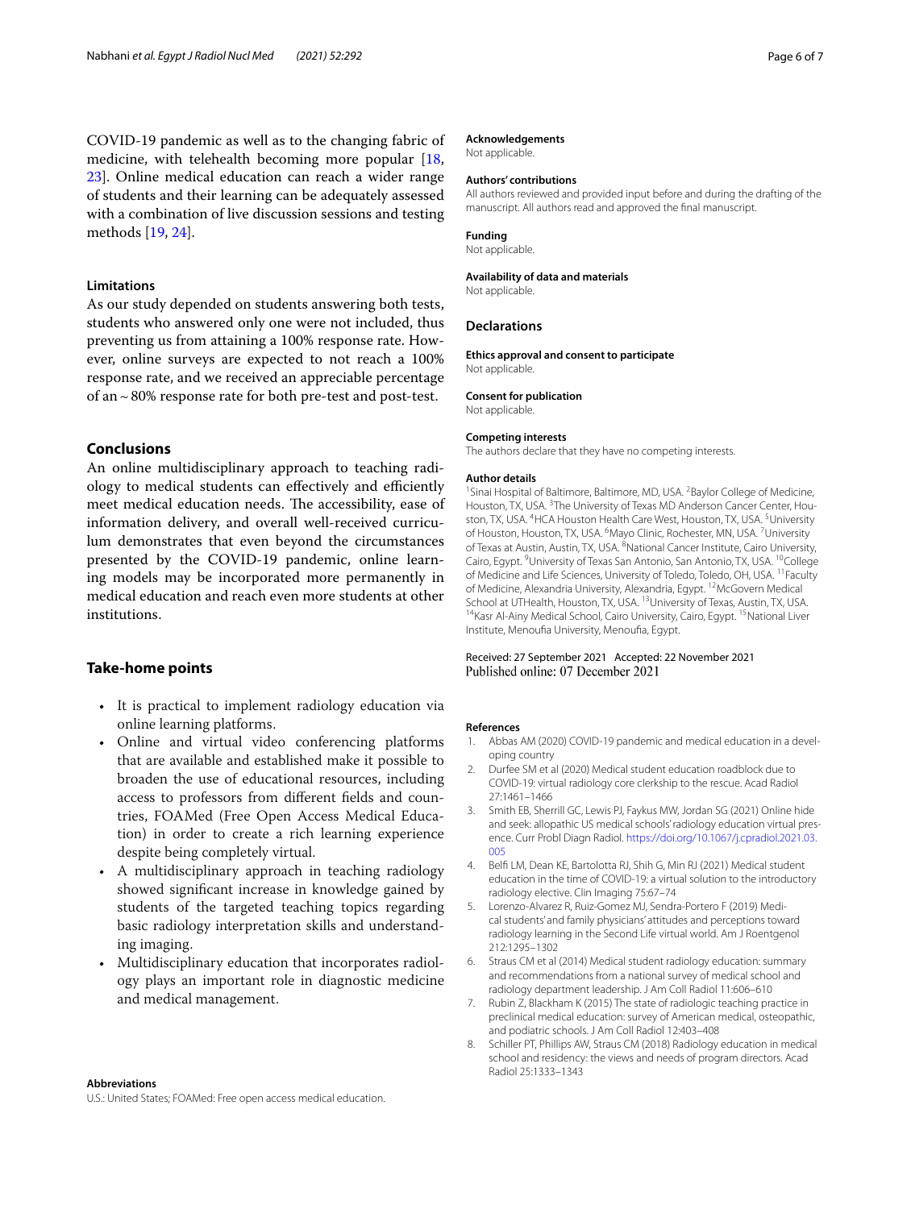COVID-19 pandemic as well as to the changing fabric of medicine, with telehealth becoming more popular [18, 23]. Online medical education can reach a wider range of students and their learning can be adequately assessed with a combination of live discussion sessions and testing methods [19, 24].

### Limitations

As our study depended on students answering both tests, students who answered only one were not included, thus preventing us from attaining a 100% response rate. However, online surveys are expected to not reach a 100% response rate, and we received an appreciable percentage of an ~80% response rate for both pre-test and post-test.

## Conclusions

An online multidisciplinary approach to teaching radiology to medical students can effectively and efficiently meet medical education needs. The accessibility, ease of information delivery, and overall well-received curriculum demonstrates that even beyond the circumstances presented by the COVID-19 pandemic, online learning models may be incorporated more permanently in medical education and reach even more students at other institutions.

## Take-home points

- It is practical to implement radiology education via online learning platforms.
- Online and virtual video conferencing platforms that are available and established make it possible to broaden the use of educational resources, including access to professors from different fields and countries, FOAMed (Free Open Access Medical Education) in order to create a rich learning experience despite being completely virtual.
- A multidisciplinary approach in teaching radiology showed significant increase in knowledge gained by students of the targeted teaching topics regarding basic radiology interpretation skills and understanding imaging.
- Multidisciplinary education that incorporates radiology plays an important role in diagnostic medicine and medical management.

#### Abbreviations

U.S.: United States; FOAMed: Free open access medical education.

#### Acknowledgements

Not applicable.

#### Authors' contributions

All authors reviewed and provided input before and during the drafting of the manuscript. All authors read and approved the final manuscript.

#### Funding

Not applicable.

#### Availability of data and materials

Not applicable.

### Declarations

#### Ethics approval and consent to participate

Not applicable.

#### Consent for publication

Not applicable.

#### Competing interests

The authors declare that they have no competing interests.

#### Author details

[1]Sinai Hospital of Baltimore, Baltimore, MD, USA. [2]Baylor College of Medicine, Houston, TX, USA. [3]The University of Texas MD Anderson Cancer Center, Houston, TX, USA. [4]HCA Houston Health Care West, Houston, TX, USA. [5]University of Houston, Houston, TX, USA. [6]Mayo Clinic, Rochester, MN, USA. [7]University of Texas at Austin, Austin, TX, USA. [8]National Cancer Institute, Cairo University, Cairo, Egypt. [9]University of Texas San Antonio, San Antonio, TX, USA. [10]College of Medicine and Life Sciences, University of Toledo, Toledo, OH, USA. [11]Faculty of Medicine, Alexandria University, Alexandria, Egypt. [12]McGovern Medical School at UTHealth, Houston, TX, USA. [13]University of Texas, Austin, TX, USA. [14]Kasr Al-Ainy Medical School, Cairo University, Cairo, Egypt. [15]National Liver Institute, Menoufia University, Menoufia, Egypt.

Received: 27 September 2021 Accepted: 22 November 2021
Published online: 07 December 2021

#### References

1. Abbas AM (2020) COVID-19 pandemic and medical education in a developing country
2. Durfee SM et al (2020) Medical student education roadblock due to COVID-19: virtual radiology core clerkship to the rescue. Acad Radiol 27:1461–1466
3. Smith EB, Sherrill GC, Lewis PJ, Faykus MW, Jordan SG (2021) Online hide and seek: allopathic US medical schools' radiology education virtual presence. Curr Probl Diagn Radiol. https://doi.org/10.1067/j.cpradiol.2021.03.005
4. Belfi LM, Dean KE, Bartolotta RJ, Shih G, Min RJ (2021) Medical student education in the time of COVID-19: a virtual solution to the introductory radiology elective. Clin Imaging 75:67–74
5. Lorenzo-Alvarez R, Ruiz-Gomez MJ, Sendra-Portero F (2019) Medical students' and family physicians' attitudes and perceptions toward radiology learning in the Second Life virtual world. Am J Roentgenol 212:1295–1302
6. Straus CM et al (2014) Medical student radiology education: summary and recommendations from a national survey of medical school and radiology department leadership. J Am Coll Radiol 11:606–610
7. Rubin Z, Blackham K (2015) The state of radiologic teaching practice in preclinical medical education: survey of American medical, osteopathic, and podiatric schools. J Am Coll Radiol 12:403–408
8. Schiller PT, Phillips AW, Straus CM (2018) Radiology education in medical school and residency: the views and needs of program directors. Acad Radiol 25:1333–1343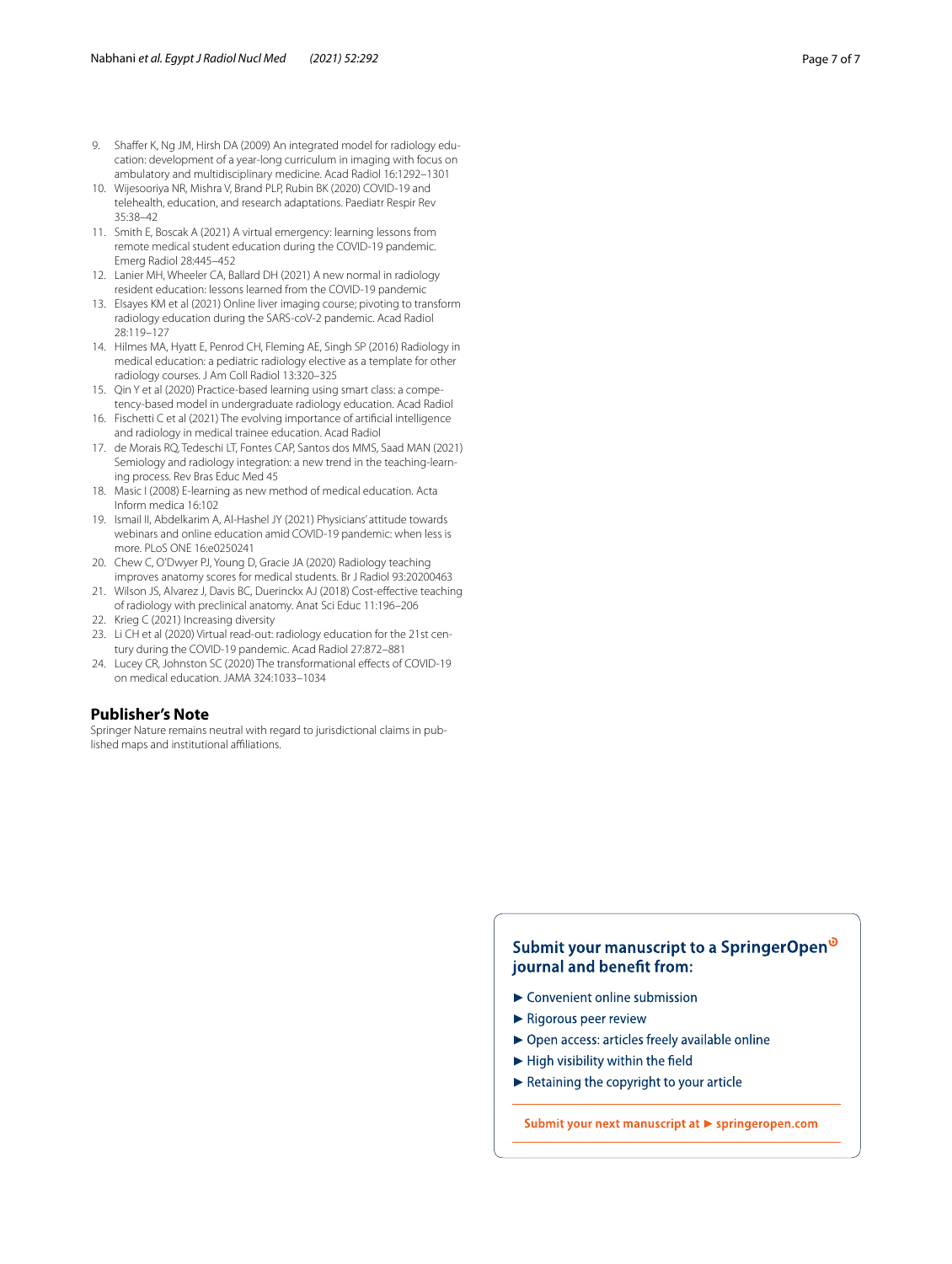9. Shaffer K, Ng JM, Hirsh DA (2009) An integrated model for radiology education: development of a year-long curriculum in imaging with focus on ambulatory and multidisciplinary medicine. Acad Radiol 16:1292–1301
10. Wijesooriya NR, Mishra V, Brand PLP, Rubin BK (2020) COVID-19 and telehealth, education, and research adaptations. Paediatr Respir Rev 35:38–42
11. Smith E, Boscak A (2021) A virtual emergency: learning lessons from remote medical student education during the COVID-19 pandemic. Emerg Radiol 28:445–452
12. Lanier MH, Wheeler CA, Ballard DH (2021) A new normal in radiology resident education: lessons learned from the COVID-19 pandemic
13. Elsayes KM et al (2021) Online liver imaging course; pivoting to transform radiology education during the SARS-coV-2 pandemic. Acad Radiol 28:119–127
14. Hilmes MA, Hyatt E, Penrod CH, Fleming AE, Singh SP (2016) Radiology in medical education: a pediatric radiology elective as a template for other radiology courses. J Am Coll Radiol 13:320–325
15. Qin Y et al (2020) Practice-based learning using smart class: a competency-based model in undergraduate radiology education. Acad Radiol
16. Fischetti C et al (2021) The evolving importance of artificial intelligence and radiology in medical trainee education. Acad Radiol
17. de Morais RQ, Tedeschi LT, Fontes CAP, Santos dos MMS, Saad MAN (2021) Semiology and radiology integration: a new trend in the teaching-learning process. Rev Bras Educ Med 45
18. Masic I (2008) E-learning as new method of medical education. Acta Inform medica 16:102
19. Ismail II, Abdelkarim A, Al-Hashel JY (2021) Physicians' attitude towards webinars and online education amid COVID-19 pandemic: when less is more. PLoS ONE 16:e0250241
20. Chew C, O'Dwyer PJ, Young D, Gracie JA (2020) Radiology teaching improves anatomy scores for medical students. Br J Radiol 93:20200463
21. Wilson JS, Alvarez J, Davis BC, Duerinckx AJ (2018) Cost-effective teaching of radiology with preclinical anatomy. Anat Sci Educ 11:196–206
22. Krieg C (2021) Increasing diversity
23. Li CH et al (2020) Virtual read-out: radiology education for the 21st century during the COVID-19 pandemic. Acad Radiol 27:872–881
24. Lucey CR, Johnston SC (2020) The transformational effects of COVID-19 on medical education. JAMA 324:1033–1034

## Publisher's Note

Springer Nature remains neutral with regard to jurisdictional claims in published maps and institutional affiliations.

**Submit your manuscript to a SpringerOpen journal and benefit from:**

- ► Convenient online submission
- ► Rigorous peer review
- ► Open access: articles freely available online
- ► High visibility within the field
- ► Retaining the copyright to your article

**Submit your next manuscript at ► springeropen.com**